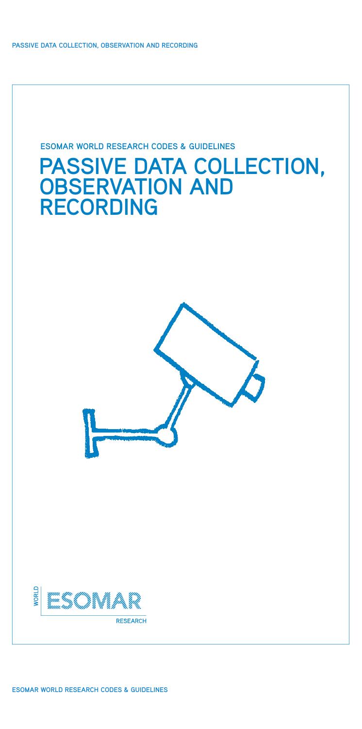ESOMAR WORLD RESEARCH CODES & GUIDELINES

# PASSIVE DATA COLLECTION, OBSERVATION AND RECORDING

WORLD ESOMAR RESEARCH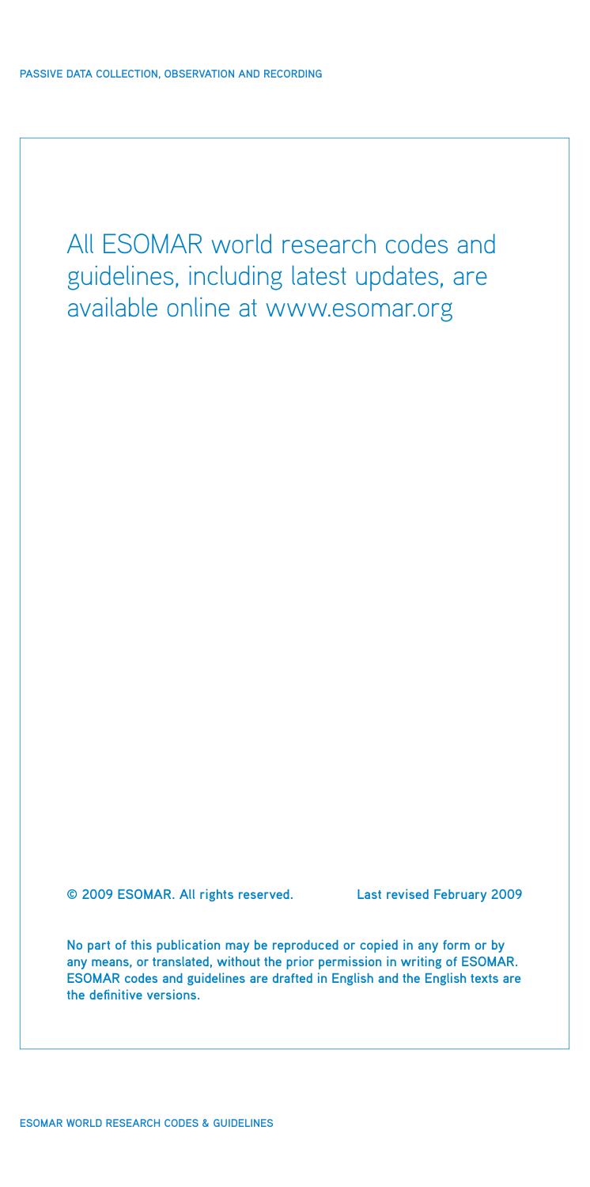All ESOMAR world research codes and guidelines, including latest updates, are available online at www.esomar.org

**© 2009 ESOMAR. All rights reserved.** **Last revised February 2009**

**No part of this publication may be reproduced or copied in any form or by any means, or translated, without the prior permission in writing of ESOMAR. ESOMAR codes and guidelines are drafted in English and the English texts are the definitive versions.**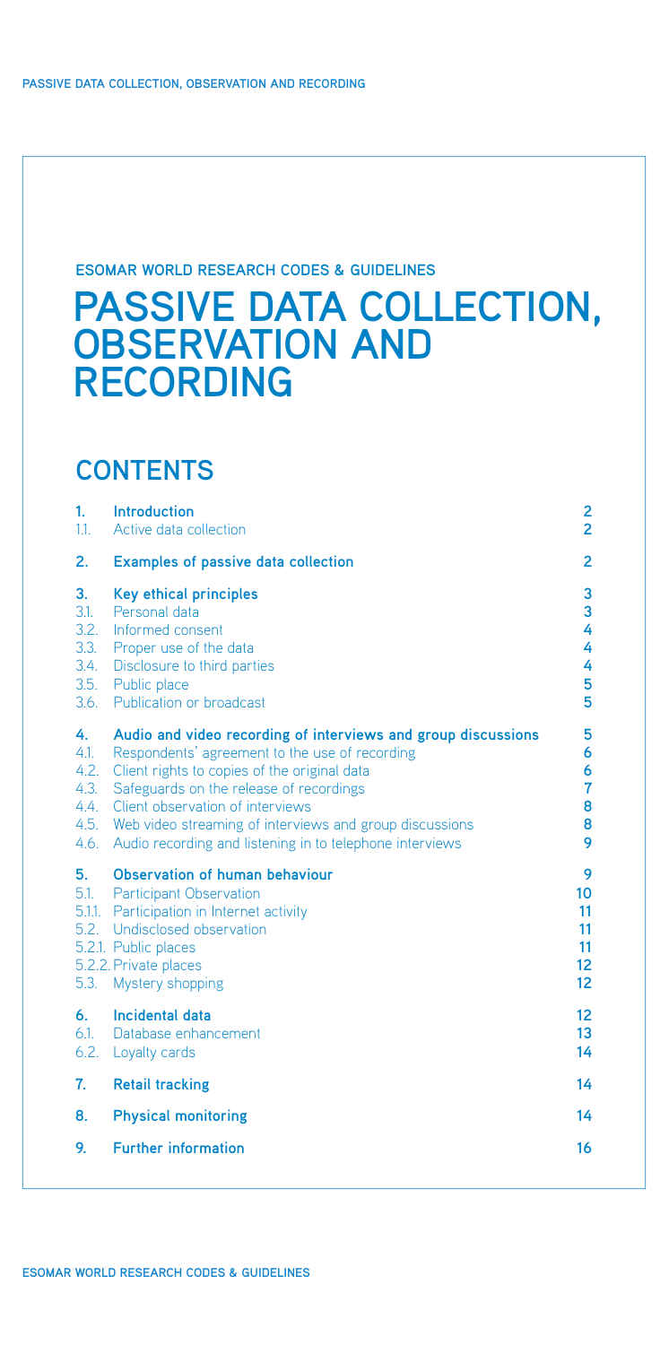ESOMAR WORLD RESEARCH CODES & GUIDELINES

# PASSIVE DATA COLLECTION, OBSERVATION AND RECORDING

## CONTENTS

| | | |
|---|---|---|
| **1.** | **Introduction** | **2** |
| 1.1. | Active data collection | 2 |
| **2.** | **Examples of passive data collection** | **2** |
| **3.** | **Key ethical principles** | **3** |
| 3.1. | Personal data | 3 |
| 3.2. | Informed consent | 4 |
| 3.3. | Proper use of the data | 4 |
| 3.4. | Disclosure to third parties | 4 |
| 3.5. | Public place | 5 |
| 3.6. | Publication or broadcast | 5 |
| **4.** | **Audio and video recording of interviews and group discussions** | **5** |
| 4.1. | Respondents' agreement to the use of recording | 6 |
| 4.2. | Client rights to copies of the original data | 6 |
| 4.3. | Safeguards on the release of recordings | 7 |
| 4.4. | Client observation of interviews | 8 |
| 4.5. | Web video streaming of interviews and group discussions | 8 |
| 4.6. | Audio recording and listening in to telephone interviews | 9 |
| **5.** | **Observation of human behaviour** | **9** |
| 5.1. | Participant Observation | 10 |
| 5.1.1. | Participation in Internet activity | 11 |
| 5.2. | Undisclosed observation | 11 |
| 5.2.1. | Public places | 11 |
| 5.2.2. | Private places | 12 |
| 5.3. | Mystery shopping | 12 |
| **6.** | **Incidental data** | **12** |
| 6.1. | Database enhancement | 13 |
| 6.2. | Loyalty cards | 14 |
| **7.** | **Retail tracking** | **14** |
| **8.** | **Physical monitoring** | **14** |
| **9.** | **Further information** | **16** |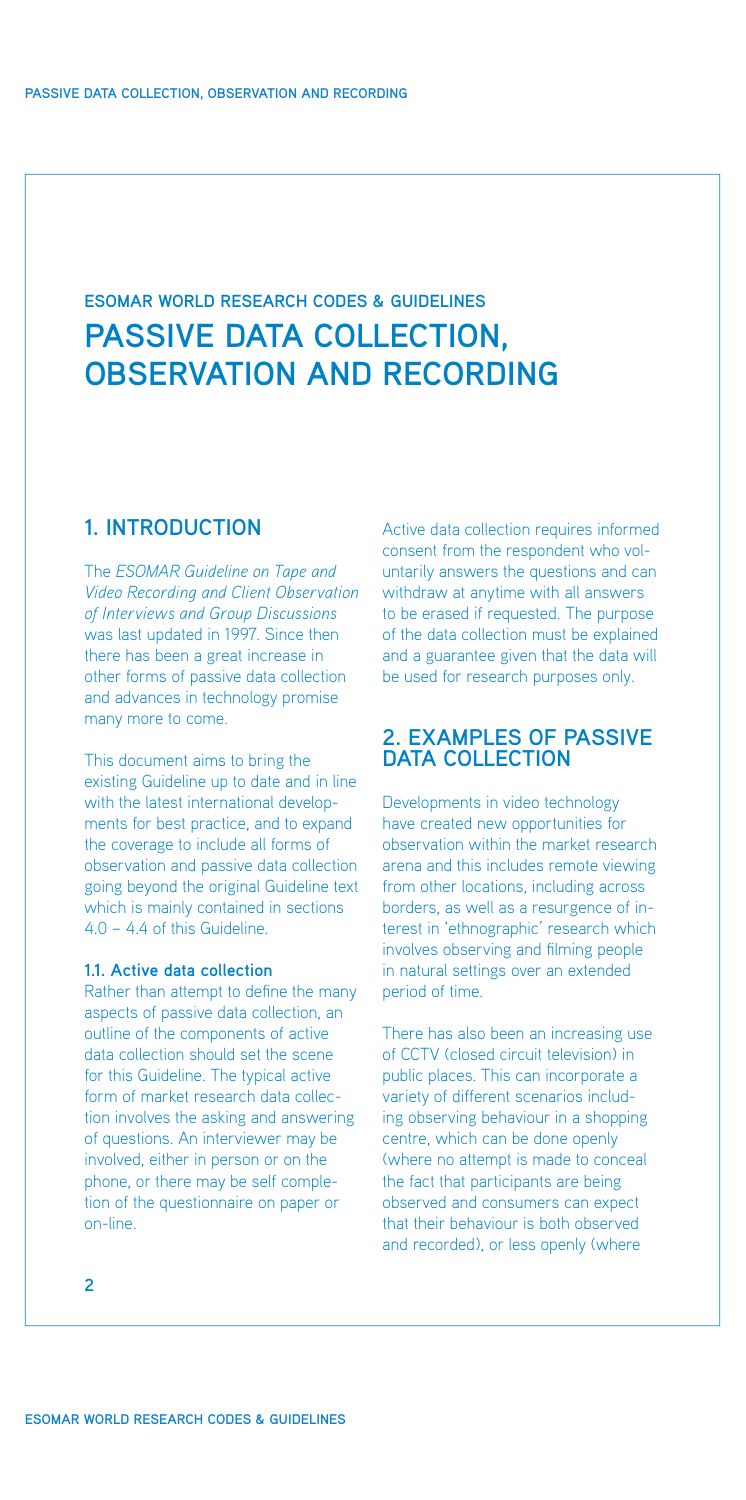## ESOMAR WORLD RESEARCH CODES & GUIDELINES

# PASSIVE DATA COLLECTION, OBSERVATION AND RECORDING

## 1. INTRODUCTION

The *ESOMAR Guideline on Tape and Video Recording and Client Observation of Interviews and Group Discussions* was last updated in 1997. Since then there has been a great increase in other forms of passive data collection and advances in technology promise many more to come.

This document aims to bring the existing Guideline up to date and in line with the latest international developments for best practice, and to expand the coverage to include all forms of observation and passive data collection going beyond the original Guideline text which is mainly contained in sections 4.0 – 4.4 of this Guideline.

### 1.1. Active data collection

Rather than attempt to define the many aspects of passive data collection, an outline of the components of active data collection should set the scene for this Guideline. The typical active form of market research data collection involves the asking and answering of questions. An interviewer may be involved, either in person or on the phone, or there may be self completion of the questionnaire on paper or on-line.

Active data collection requires informed consent from the respondent who voluntarily answers the questions and can withdraw at anytime with all answers to be erased if requested. The purpose of the data collection must be explained and a guarantee given that the data will be used for research purposes only.

## 2. EXAMPLES OF PASSIVE DATA COLLECTION

Developments in video technology have created new opportunities for observation within the market research arena and this includes remote viewing from other locations, including across borders, as well as a resurgence of interest in 'ethnographic' research which involves observing and filming people in natural settings over an extended period of time.

There has also been an increasing use of CCTV (closed circuit television) in public places. This can incorporate a variety of different scenarios including observing behaviour in a shopping centre, which can be done openly (where no attempt is made to conceal the fact that participants are being observed and consumers can expect that their behaviour is both observed and recorded), or less openly (where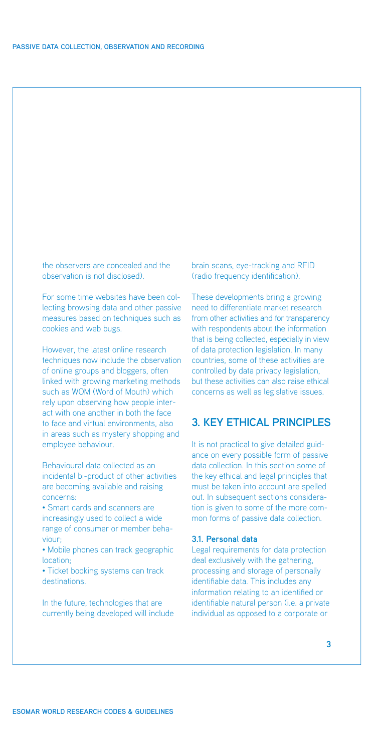the observers are concealed and the observation is not disclosed).

For some time websites have been collecting browsing data and other passive measures based on techniques such as cookies and web bugs.

However, the latest online research techniques now include the observation of online groups and bloggers, often linked with growing marketing methods such as WOM (Word of Mouth) which rely upon observing how people interact with one another in both the face to face and virtual environments, also in areas such as mystery shopping and employee behaviour.

Behavioural data collected as an incidental bi-product of other activities are becoming available and raising concerns:

- Smart cards and scanners are increasingly used to collect a wide range of consumer or member behaviour;
- Mobile phones can track geographic location;
- Ticket booking systems can track destinations.

In the future, technologies that are currently being developed will include brain scans, eye-tracking and RFID (radio frequency identification).

These developments bring a growing need to differentiate market research from other activities and for transparency with respondents about the information that is being collected, especially in view of data protection legislation. In many countries, some of these activities are controlled by data privacy legislation, but these activities can also raise ethical concerns as well as legislative issues.

## 3. KEY ETHICAL PRINCIPLES

It is not practical to give detailed guidance on every possible form of passive data collection. In this section some of the key ethical and legal principles that must be taken into account are spelled out. In subsequent sections consideration is given to some of the more common forms of passive data collection.

### 3.1. Personal data

Legal requirements for data protection deal exclusively with the gathering, processing and storage of personally identifiable data. This includes any information relating to an identified or identifiable natural person (i.e. a private individual as opposed to a corporate or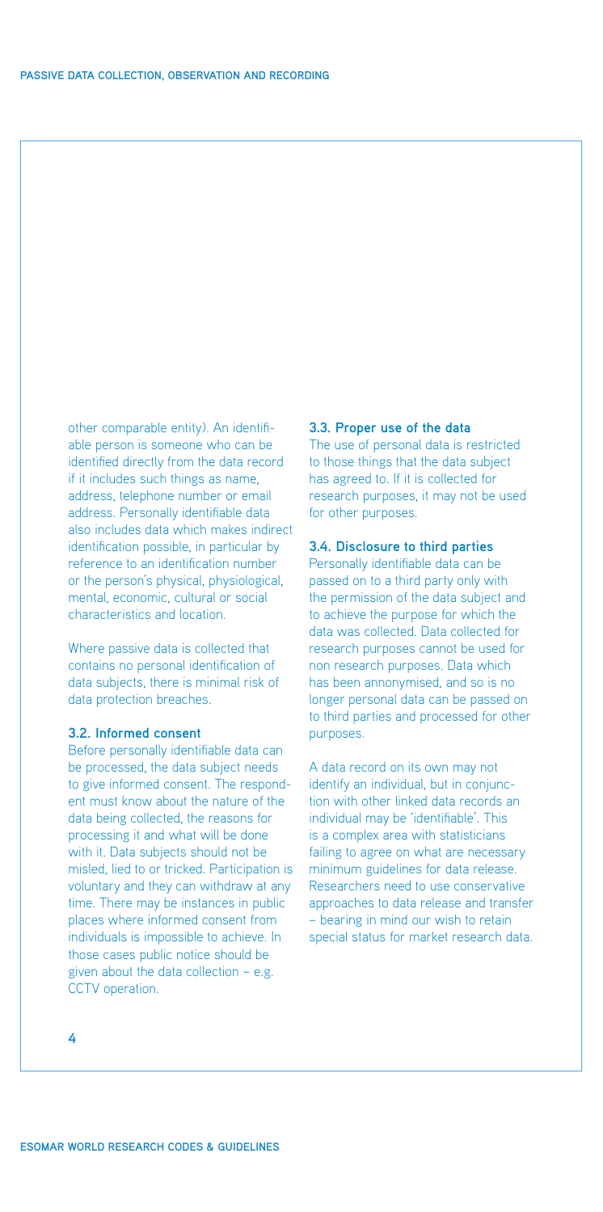other comparable entity). An identifiable person is someone who can be identified directly from the data record if it includes such things as name, address, telephone number or email address. Personally identifiable data also includes data which makes indirect identification possible, in particular by reference to an identification number or the person's physical, physiological, mental, economic, cultural or social characteristics and location.

Where passive data is collected that contains no personal identification of data subjects, there is minimal risk of data protection breaches.

### 3.2. Informed consent

Before personally identifiable data can be processed, the data subject needs to give informed consent. The respondent must know about the nature of the data being collected, the reasons for processing it and what will be done with it. Data subjects should not be misled, lied to or tricked. Participation is voluntary and they can withdraw at any time. There may be instances in public places where informed consent from individuals is impossible to achieve. In those cases public notice should be given about the data collection – e.g. CCTV operation.

### 3.3. Proper use of the data

The use of personal data is restricted to those things that the data subject has agreed to. If it is collected for research purposes, it may not be used for other purposes.

### 3.4. Disclosure to third parties

Personally identifiable data can be passed on to a third party only with the permission of the data subject and to achieve the purpose for which the data was collected. Data collected for research purposes cannot be used for non research purposes. Data which has been annonymised, and so is no longer personal data can be passed on to third parties and processed for other purposes.

A data record on its own may not identify an individual, but in conjunction with other linked data records an individual may be 'identifiable'. This is a complex area with statisticians failing to agree on what are necessary minimum guidelines for data release. Researchers need to use conservative approaches to data release and transfer – bearing in mind our wish to retain special status for market research data.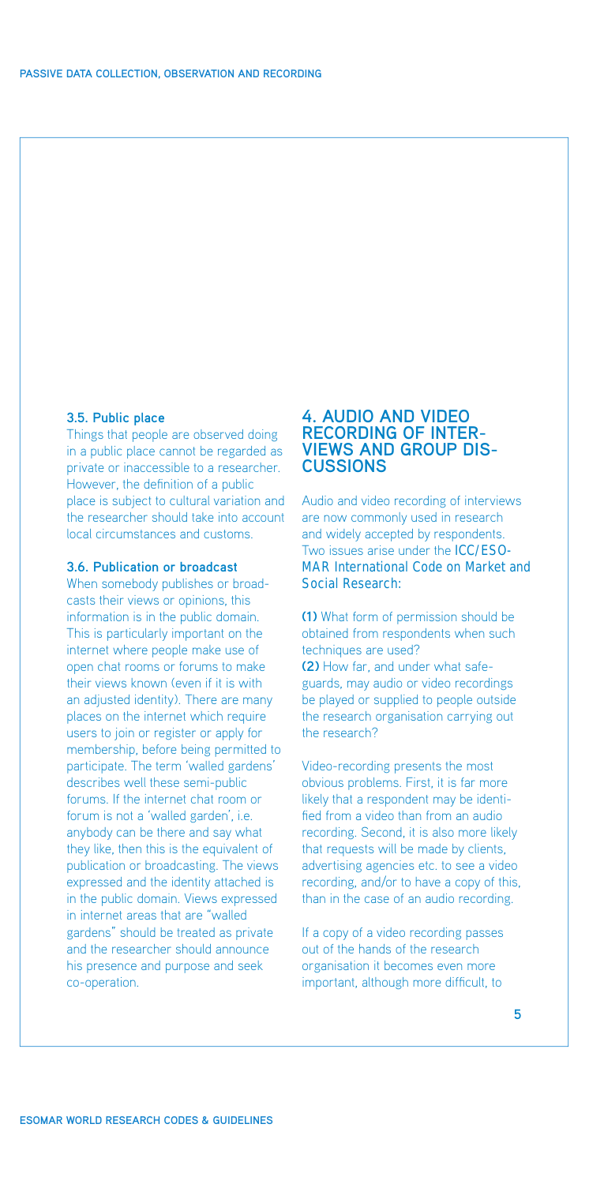### 3.5. Public place

Things that people are observed doing in a public place cannot be regarded as private or inaccessible to a researcher. However, the definition of a public place is subject to cultural variation and the researcher should take into account local circumstances and customs.

### 3.6. Publication or broadcast

When somebody publishes or broadcasts their views or opinions, this information is in the public domain. This is particularly important on the internet where people make use of open chat rooms or forums to make their views known (even if it is with an adjusted identity). There are many places on the internet which require users to join or register or apply for membership, before being permitted to participate. The term 'walled gardens' describes well these semi-public forums. If the internet chat room or forum is not a 'walled garden', i.e. anybody can be there and say what they like, then this is the equivalent of publication or broadcasting. The views expressed and the identity attached is in the public domain. Views expressed in internet areas that are "walled gardens" should be treated as private and the researcher should announce his presence and purpose and seek co-operation.

## 4. AUDIO AND VIDEO RECORDING OF INTERVIEWS AND GROUP DISCUSSIONS

Audio and video recording of interviews are now commonly used in research and widely accepted by respondents. Two issues arise under the **ICC/ESOMAR International Code on Market and Social Research:**

**(1)** What form of permission should be obtained from respondents when such techniques are used?

**(2)** How far, and under what safeguards, may audio or video recordings be played or supplied to people outside the research organisation carrying out the research?

Video-recording presents the most obvious problems. First, it is far more likely that a respondent may be identified from a video than from an audio recording. Second, it is also more likely that requests will be made by clients, advertising agencies etc. to see a video recording, and/or to have a copy of this, than in the case of an audio recording.

If a copy of a video recording passes out of the hands of the research organisation it becomes even more important, although more difficult, to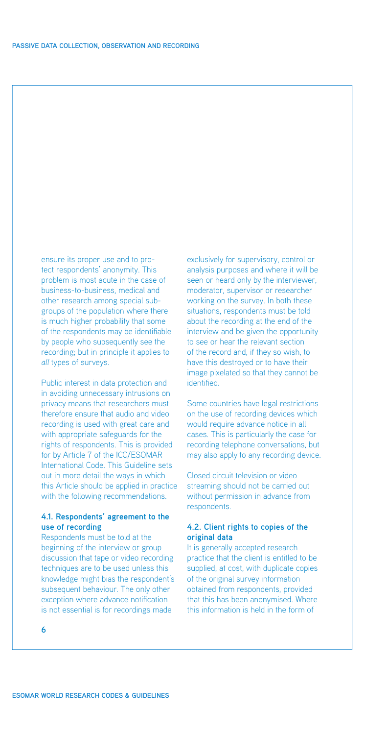ensure its proper use and to protect respondents' anonymity. This problem is most acute in the case of business-to-business, medical and other research among special subgroups of the population where there is much higher probability that some of the respondents may be identifiable by people who subsequently see the recording; but in principle it applies to *all* types of surveys.

Public interest in data protection and in avoiding unnecessary intrusions on privacy means that researchers must therefore ensure that audio and video recording is used with great care and with appropriate safeguards for the rights of respondents. This is provided for by Article 7 of the ICC/ESOMAR International Code. This Guideline sets out in more detail the ways in which this Article should be applied in practice with the following recommendations.

### 4.1. Respondents' agreement to the use of recording

Respondents must be told at the beginning of the interview or group discussion that tape or video recording techniques are to be used unless this knowledge might bias the respondent's subsequent behaviour. The only other exception where advance notification is not essential is for recordings made exclusively for supervisory, control or analysis purposes and where it will be seen or heard only by the interviewer, moderator, supervisor or researcher working on the survey. In both these situations, respondents must be told about the recording at the end of the interview and be given the opportunity to see or hear the relevant section of the record and, if they so wish, to have this destroyed or to have their image pixelated so that they cannot be identified.

Some countries have legal restrictions on the use of recording devices which would require advance notice in all cases. This is particularly the case for recording telephone conversations, but may also apply to any recording device.

Closed circuit television or video streaming should not be carried out without permission in advance from respondents.

### 4.2. Client rights to copies of the original data

It is generally accepted research practice that the client is entitled to be supplied, at cost, with duplicate copies of the original survey information obtained from respondents, provided that this has been anonymised. Where this information is held in the form of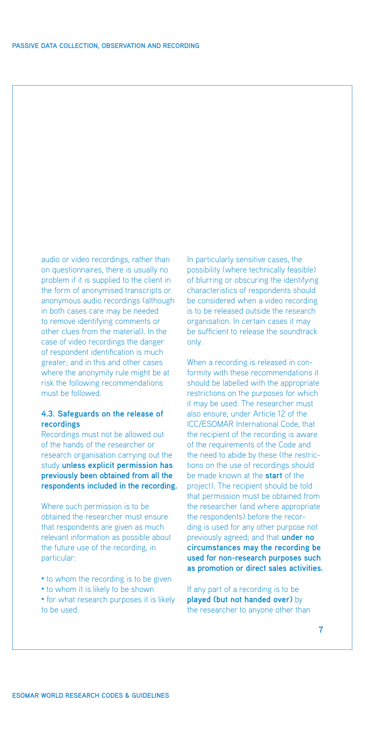audio or video recordings, rather than on questionnaires, there is usually no problem if it is supplied to the client in the form of anonymised transcripts or anonymous audio recordings (although in both cases care may be needed to remove identifying comments or other clues from the material). In the case of video recordings the danger of respondent identification is much greater; and in this and other cases where the anonymity rule might be at risk the following recommendations must be followed.

### 4.3. Safeguards on the release of recordings

Recordings must not be allowed out of the hands of the researcher or research organisation carrying out the study **unless explicit permission has previously been obtained from all the respondents included in the recording.**

Where such permission is to be obtained the researcher must ensure that respondents are given as much relevant information as possible about the future use of the recording, in particular:

- to whom the recording is to be given
- to whom it is likely to be shown
- for what research purposes it is likely to be used.

In particularly sensitive cases, the possibility (where technically feasible) of blurring or obscuring the identifying characteristics of respondents should be considered when a video recording is to be released outside the research organisation. In certain cases it may be sufficient to release the soundtrack only.

When a recording is released in conformity with these recommendations it should be labelled with the appropriate restrictions on the purposes for which it may be used. The researcher must also ensure, under Article 12 of the ICC/ESOMAR International Code, that the recipient of the recording is aware of the requirements of the Code and the need to abide by these (the restrictions on the use of recordings should be made known at the **start** of the project). The recipient should be told that permission must be obtained from the researcher (and where appropriate the respondents) before the recording is used for any other purpose not previously agreed; and that **under no circumstances may the recording be used for non-research purposes such as promotion or direct sales activities.**

If any part of a recording is to be **played (but not handed over)** by the researcher to anyone other than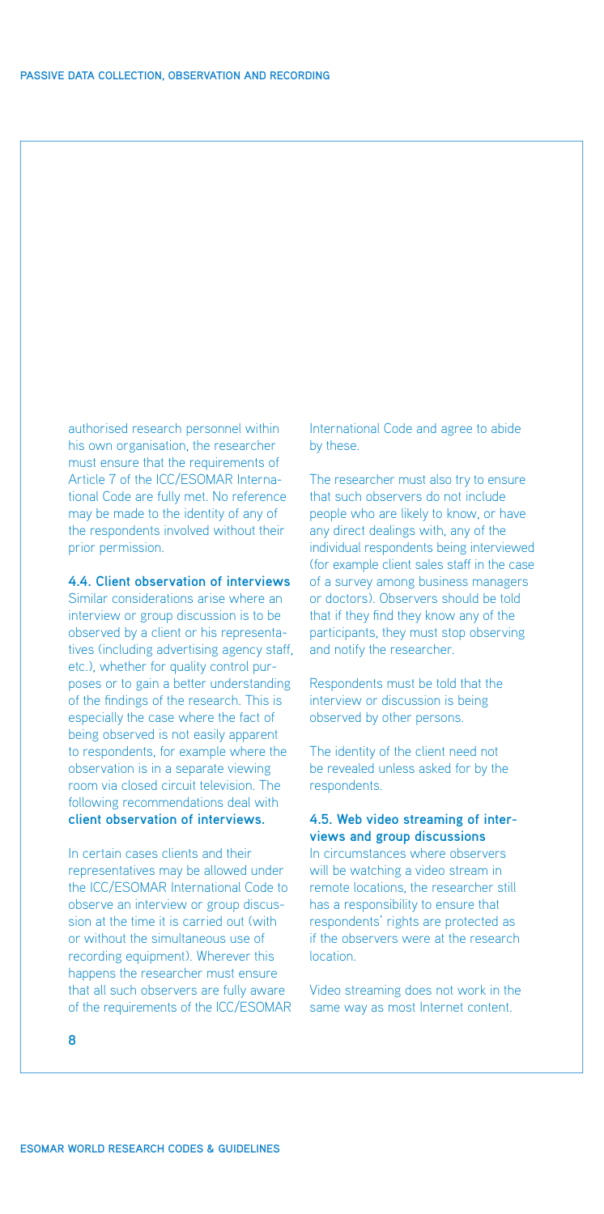authorised research personnel within his own organisation, the researcher must ensure that the requirements of Article 7 of the ICC/ESOMAR International Code are fully met. No reference may be made to the identity of any of the respondents involved without their prior permission.

### 4.4. Client observation of interviews

Similar considerations arise where an interview or group discussion is to be observed by a client or his representatives (including advertising agency staff, etc.), whether for quality control purposes or to gain a better understanding of the findings of the research. This is especially the case where the fact of being observed is not easily apparent to respondents, for example where the observation is in a separate viewing room via closed circuit television. The following recommendations deal with **client observation of interviews.**

In certain cases clients and their representatives may be allowed under the ICC/ESOMAR International Code to observe an interview or group discussion at the time it is carried out (with or without the simultaneous use of recording equipment). Wherever this happens the researcher must ensure that all such observers are fully aware of the requirements of the ICC/ESOMAR International Code and agree to abide by these.

The researcher must also try to ensure that such observers do not include people who are likely to know, or have any direct dealings with, any of the individual respondents being interviewed (for example client sales staff in the case of a survey among business managers or doctors). Observers should be told that if they find they know any of the participants, they must stop observing and notify the researcher.

Respondents must be told that the interview or discussion is being observed by other persons.

The identity of the client need not be revealed unless asked for by the respondents.

### 4.5. Web video streaming of interviews and group discussions

In circumstances where observers will be watching a video stream in remote locations, the researcher still has a responsibility to ensure that respondents' rights are protected as if the observers were at the research location.

Video streaming does not work in the same way as most Internet content.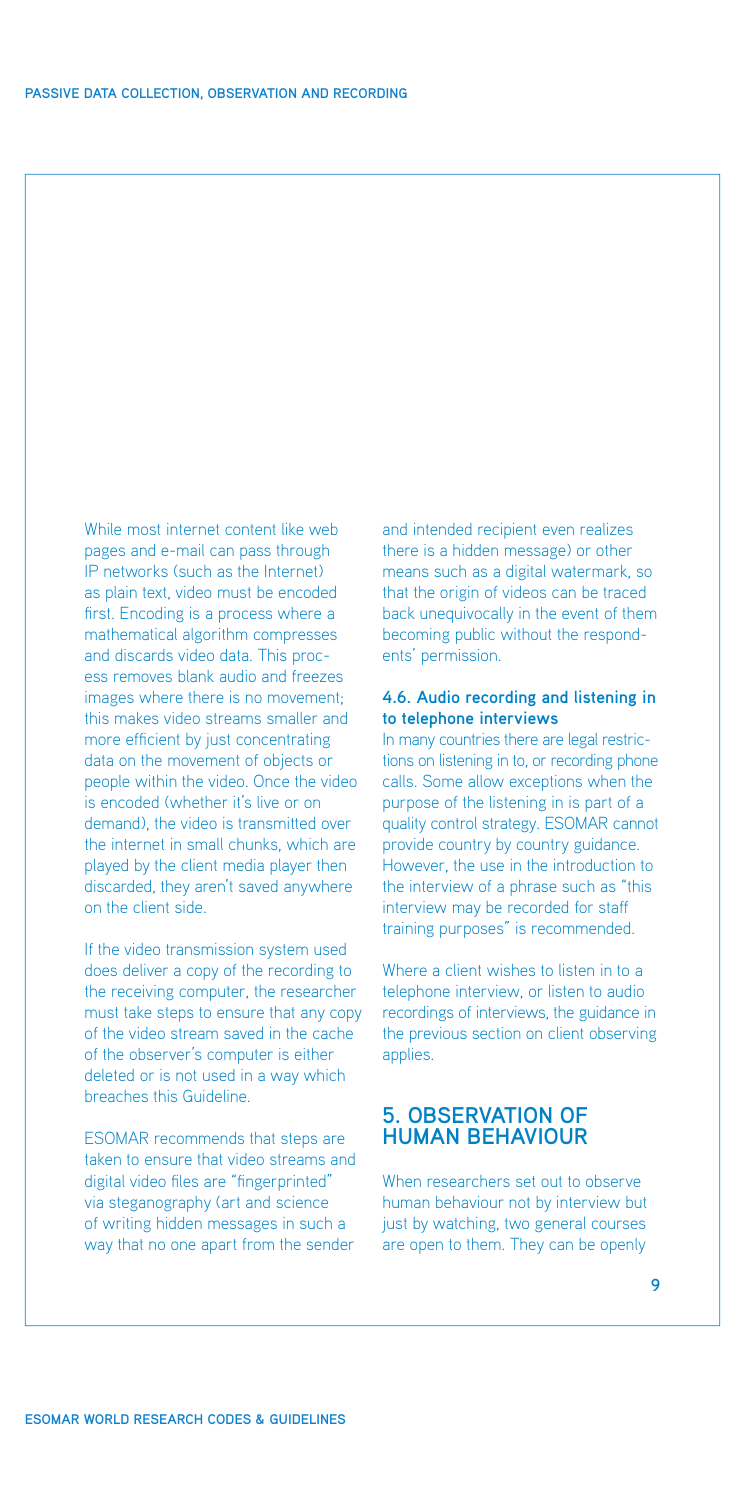While most internet content like web pages and e-mail can pass through IP networks (such as the Internet) as plain text, video must be encoded first. Encoding is a process where a mathematical algorithm compresses and discards video data. This process removes blank audio and freezes images where there is no movement; this makes video streams smaller and more efficient by just concentrating data on the movement of objects or people within the video. Once the video is encoded (whether it's live or on demand), the video is transmitted over the internet in small chunks, which are played by the client media player then discarded, they aren't saved anywhere on the client side.

If the video transmission system used does deliver a copy of the recording to the receiving computer, the researcher must take steps to ensure that any copy of the video stream saved in the cache of the observer's computer is either deleted or is not used in a way which breaches this Guideline.

ESOMAR recommends that steps are taken to ensure that video streams and digital video files are "fingerprinted" via steganography (art and science of writing hidden messages in such a way that no one apart from the sender and intended recipient even realizes there is a hidden message) or other means such as a digital watermark, so that the origin of videos can be traced back unequivocally in the event of them becoming public without the respondents' permission.

### 4.6. Audio recording and listening in to telephone interviews

In many countries there are legal restrictions on listening in to, or recording phone calls. Some allow exceptions when the purpose of the listening in is part of a quality control strategy. ESOMAR cannot provide country by country guidance. However, the use in the introduction to the interview of a phrase such as "this interview may be recorded for staff training purposes" is recommended.

Where a client wishes to listen in to a telephone interview, or listen to audio recordings of interviews, the guidance in the previous section on client observing applies.

## 5. OBSERVATION OF HUMAN BEHAVIOUR

When researchers set out to observe human behaviour not by interview but just by watching, two general courses are open to them. They can be openly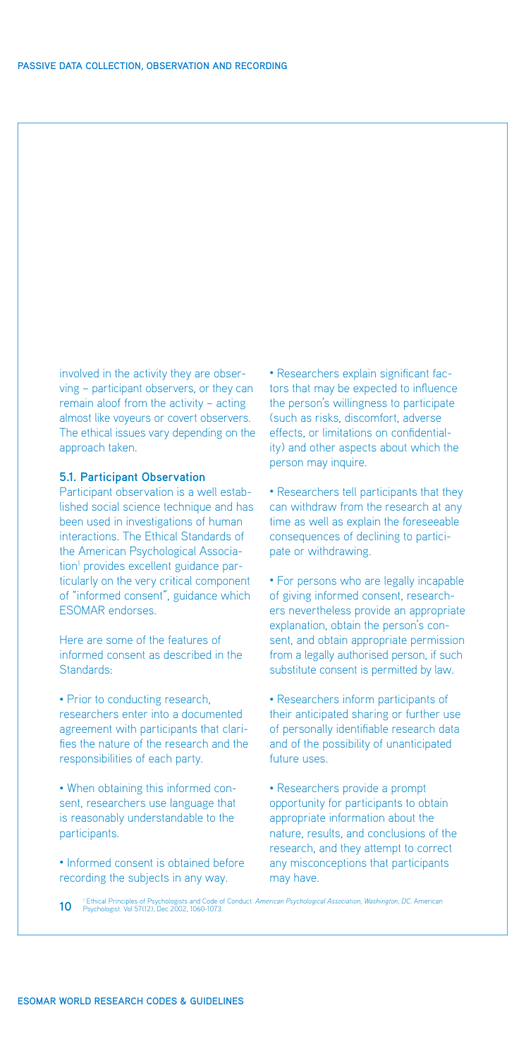involved in the activity they are observing – participant observers, or they can remain aloof from the activity – acting almost like voyeurs or covert observers. The ethical issues vary depending on the approach taken.

### 5.1. Participant Observation

Participant observation is a well established social science technique and has been used in investigations of human interactions. The Ethical Standards of the American Psychological Association[1] provides excellent guidance particularly on the very critical component of "informed consent", guidance which ESOMAR endorses.

Here are some of the features of informed consent as described in the Standards:

- Prior to conducting research, researchers enter into a documented agreement with participants that clarifies the nature of the research and the responsibilities of each party.
- When obtaining this informed consent, researchers use language that is reasonably understandable to the participants.
- Informed consent is obtained before recording the subjects in any way.
- Researchers explain significant factors that may be expected to influence the person's willingness to participate (such as risks, discomfort, adverse effects, or limitations on confidentiality) and other aspects about which the person may inquire.
- Researchers tell participants that they can withdraw from the research at any time as well as explain the foreseeable consequences of declining to participate or withdrawing.
- For persons who are legally incapable of giving informed consent, researchers nevertheless provide an appropriate explanation, obtain the person's consent, and obtain appropriate permission from a legally authorised person, if such substitute consent is permitted by law.
- Researchers inform participants of their anticipated sharing or further use of personally identifiable research data and of the possibility of unanticipated future uses.
- Researchers provide a prompt opportunity for participants to obtain appropriate information about the nature, results, and conclusions of the research, and they attempt to correct any misconceptions that participants may have.

[1] Ethical Principles of Psychologists and Code of Conduct. *American Psychological Association, Washington, DC.* American Psychologist. Vol 57(12), Dec 2002, 1060-1073.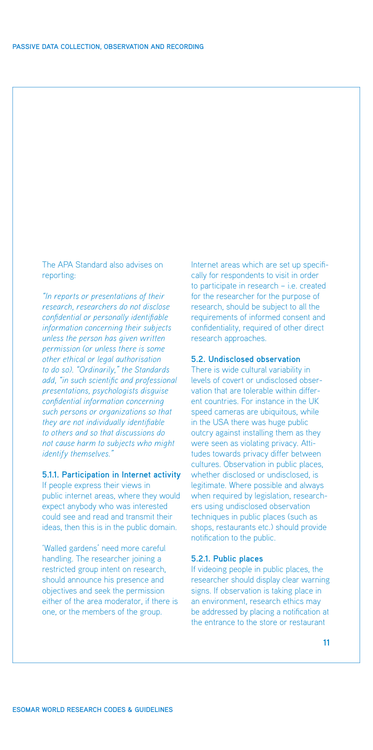The APA Standard also advises on reporting:

*"In reports or presentations of their research, researchers do not disclose confidential or personally identifiable information concerning their subjects unless the person has given written permission (or unless there is some other ethical or legal authorisation to do so). "Ordinarily," the Standards add, "in such scientific and professional presentations, psychologists disguise confidential information concerning such persons or organizations so that they are not individually identifiable to others and so that discussions do not cause harm to subjects who might identify themselves."*

#### 5.1.1. Participation in Internet activity

If people express their views in public internet areas, where they would expect anybody who was interested could see and read and transmit their ideas, then this is in the public domain.

'Walled gardens' need more careful handling. The researcher joining a restricted group intent on research, should announce his presence and objectives and seek the permission either of the area moderator, if there is one, or the members of the group.

Internet areas which are set up specifically for respondents to visit in order to participate in research – i.e. created for the researcher for the purpose of research, should be subject to all the requirements of informed consent and confidentiality, required of other direct research approaches.

### 5.2. Undisclosed observation

There is wide cultural variability in levels of covert or undisclosed observation that are tolerable within different countries. For instance in the UK speed cameras are ubiquitous, while in the USA there was huge public outcry against installing them as they were seen as violating privacy. Attitudes towards privacy differ between cultures. Observation in public places, whether disclosed or undisclosed, is legitimate. Where possible and always when required by legislation, researchers using undisclosed observation techniques in public places (such as shops, restaurants etc.) should provide notification to the public.

#### 5.2.1. Public places

If videoing people in public places, the researcher should display clear warning signs. If observation is taking place in an environment, research ethics may be addressed by placing a notification at the entrance to the store or restaurant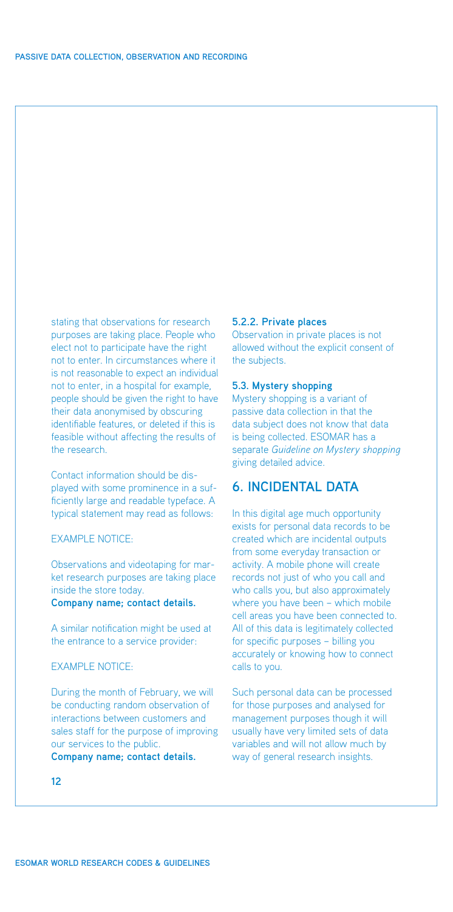stating that observations for research purposes are taking place. People who elect not to participate have the right not to enter. In circumstances where it is not reasonable to expect an individual not to enter, in a hospital for example, people should be given the right to have their data anonymised by obscuring identifiable features, or deleted if this is feasible without affecting the results of the research.

Contact information should be displayed with some prominence in a sufficiently large and readable typeface. A typical statement may read as follows:

EXAMPLE NOTICE:

Observations and videotaping for market research purposes are taking place inside the store today.
**Company name; contact details.**

A similar notification might be used at the entrance to a service provider:

EXAMPLE NOTICE:

During the month of February, we will be conducting random observation of interactions between customers and sales staff for the purpose of improving our services to the public.
**Company name; contact details.**

### 5.2.2. Private places

Observation in private places is not allowed without the explicit consent of the subjects.

### 5.3. Mystery shopping

Mystery shopping is a variant of passive data collection in that the data subject does not know that data is being collected. ESOMAR has a separate *Guideline on Mystery shopping* giving detailed advice.

## 6. INCIDENTAL DATA

In this digital age much opportunity exists for personal data records to be created which are incidental outputs from some everyday transaction or activity. A mobile phone will create records not just of who you call and who calls you, but also approximately where you have been – which mobile cell areas you have been connected to. All of this data is legitimately collected for specific purposes – billing you accurately or knowing how to connect calls to you.

Such personal data can be processed for those purposes and analysed for management purposes though it will usually have very limited sets of data variables and will not allow much by way of general research insights.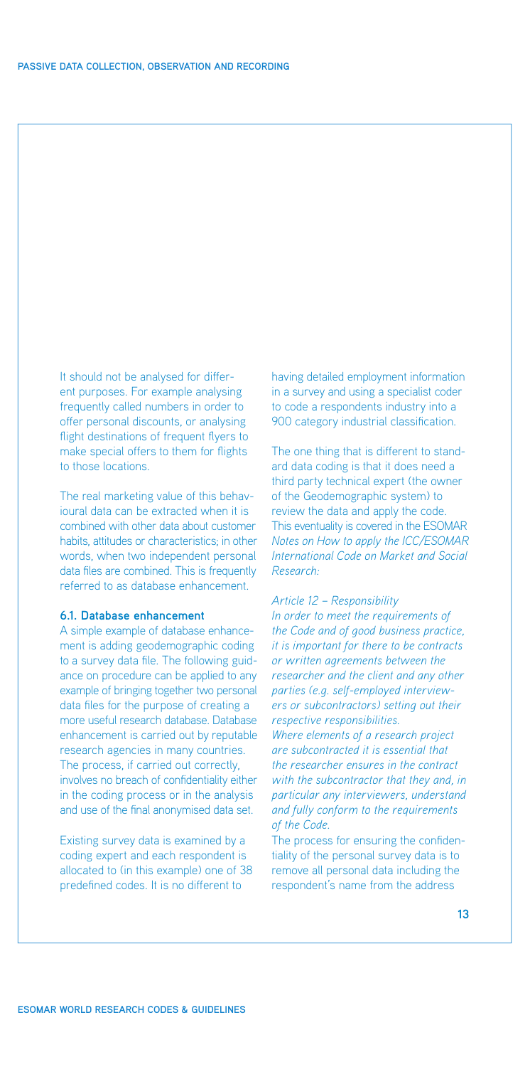It should not be analysed for different purposes. For example analysing frequently called numbers in order to offer personal discounts, or analysing flight destinations of frequent flyers to make special offers to them for flights to those locations.

The real marketing value of this behavioural data can be extracted when it is combined with other data about customer habits, attitudes or characteristics; in other words, when two independent personal data files are combined. This is frequently referred to as database enhancement.

### 6.1. Database enhancement

A simple example of database enhancement is adding geodemographic coding to a survey data file. The following guidance on procedure can be applied to any example of bringing together two personal data files for the purpose of creating a more useful research database. Database enhancement is carried out by reputable research agencies in many countries. The process, if carried out correctly, involves no breach of confidentiality either in the coding process or in the analysis and use of the final anonymised data set.

Existing survey data is examined by a coding expert and each respondent is allocated to (in this example) one of 38 predefined codes. It is no different to having detailed employment information in a survey and using a specialist coder to code a respondents industry into a 900 category industrial classification.

The one thing that is different to standard data coding is that it does need a third party technical expert (the owner of the Geodemographic system) to review the data and apply the code. This eventuality is covered in the ESOMAR *Notes on How to apply the ICC/ESOMAR International Code on Market and Social Research:*

*Article 12 – Responsibility*
*In order to meet the requirements of the Code and of good business practice, it is important for there to be contracts or written agreements between the researcher and the client and any other parties (e.g. self-employed interviewers or subcontractors) setting out their respective responsibilities.*
*Where elements of a research project are subcontracted it is essential that the researcher ensures in the contract with the subcontractor that they and, in particular any interviewers, understand and fully conform to the requirements of the Code.*

The process for ensuring the confidentiality of the personal survey data is to remove all personal data including the respondent's name from the address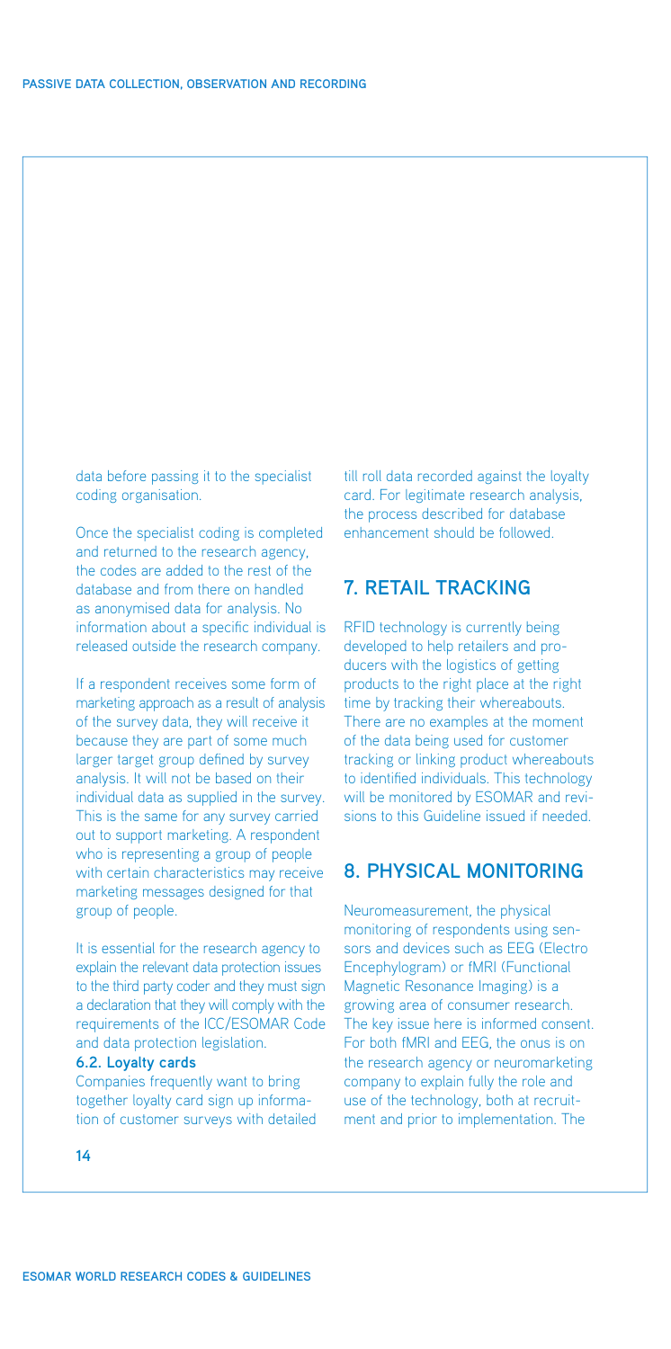data before passing it to the specialist coding organisation.

Once the specialist coding is completed and returned to the research agency, the codes are added to the rest of the database and from there on handled as anonymised data for analysis. No information about a specific individual is released outside the research company.

If a respondent receives some form of marketing approach as a result of analysis of the survey data, they will receive it because they are part of some much larger target group defined by survey analysis. It will not be based on their individual data as supplied in the survey. This is the same for any survey carried out to support marketing. A respondent who is representing a group of people with certain characteristics may receive marketing messages designed for that group of people.

It is essential for the research agency to explain the relevant data protection issues to the third party coder and they must sign a declaration that they will comply with the requirements of the ICC/ESOMAR Code and data protection legislation.

### 6.2. Loyalty cards

Companies frequently want to bring together loyalty card sign up information of customer surveys with detailed till roll data recorded against the loyalty card. For legitimate research analysis, the process described for database enhancement should be followed.

## 7. RETAIL TRACKING

RFID technology is currently being developed to help retailers and producers with the logistics of getting products to the right place at the right time by tracking their whereabouts. There are no examples at the moment of the data being used for customer tracking or linking product whereabouts to identified individuals. This technology will be monitored by ESOMAR and revisions to this Guideline issued if needed.

## 8. PHYSICAL MONITORING

Neuromeasurement, the physical monitoring of respondents using sensors and devices such as EEG (Electro Encephylogram) or fMRI (Functional Magnetic Resonance Imaging) is a growing area of consumer research. The key issue here is informed consent. For both fMRI and EEG, the onus is on the research agency or neuromarketing company to explain fully the role and use of the technology, both at recruitment and prior to implementation. The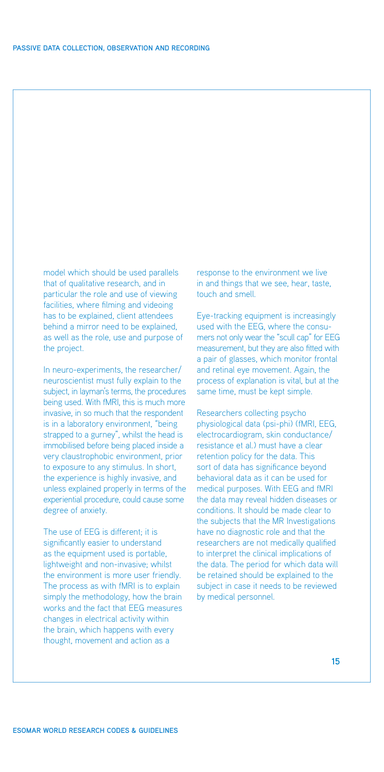model which should be used parallels that of qualitative research, and in particular the role and use of viewing facilities, where filming and videoing has to be explained, client attendees behind a mirror need to be explained, as well as the role, use and purpose of the project.

In neuro-experiments, the researcher/neuroscientist must fully explain to the subject, in layman's terms, the procedures being used. With fMRI, this is much more invasive, in so much that the respondent is in a laboratory environment, "being strapped to a gurney", whilst the head is immobilised before being placed inside a very claustrophobic environment, prior to exposure to any stimulus. In short, the experience is highly invasive, and unless explained properly in terms of the experiential procedure, could cause some degree of anxiety.

The use of EEG is different; it is significantly easier to understand as the equipment used is portable, lightweight and non-invasive; whilst the environment is more user friendly. The process as with fMRI is to explain simply the methodology, how the brain works and the fact that EEG measures changes in electrical activity within the brain, which happens with every thought, movement and action as a response to the environment we live in and things that we see, hear, taste, touch and smell.

Eye-tracking equipment is increasingly used with the EEG, where the consumers not only wear the "scull cap" for EEG measurement, but they are also fitted with a pair of glasses, which monitor frontal and retinal eye movement. Again, the process of explanation is vital, but at the same time, must be kept simple.

Researchers collecting psycho physiological data (psi-phi) (fMRI, EEG, electrocardiogram, skin conductance/resistance et al.) must have a clear retention policy for the data. This sort of data has significance beyond behavioral data as it can be used for medical purposes. With EEG and fMRI the data may reveal hidden diseases or conditions. It should be made clear to the subjects that the MR Investigations have no diagnostic role and that the researchers are not medically qualified to interpret the clinical implications of the data. The period for which data will be retained should be explained to the subject in case it needs to be reviewed by medical personnel.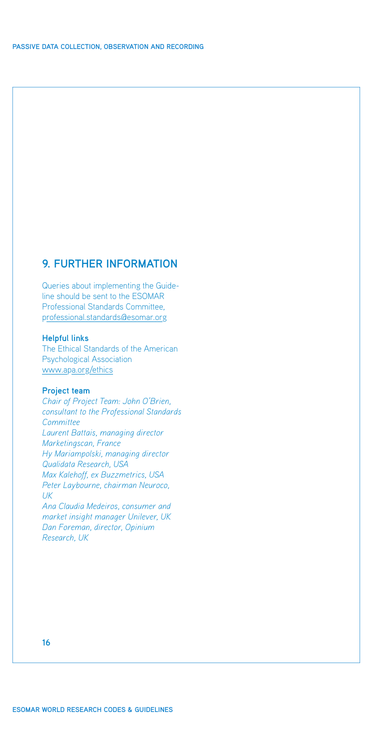## 9. FURTHER INFORMATION

Queries about implementing the Guideline should be sent to the ESOMAR Professional Standards Committee, professional.standards@esomar.org

**Helpful links**
The Ethical Standards of the American Psychological Association
www.apa.org/ethics

**Project team**
*Chair of Project Team: John O'Brien, consultant to the Professional Standards Committee*
*Laurent Battais, managing director Marketingscan, France*
*Hy Mariampolski, managing director Qualidata Research, USA*
*Max Kalehoff, ex Buzzmetrics, USA*
*Peter Laybourne, chairman Neuroco, UK*
*Ana Claudia Medeiros, consumer and market insight manager Unilever, UK*
*Dan Foreman, director, Opinium Research, UK*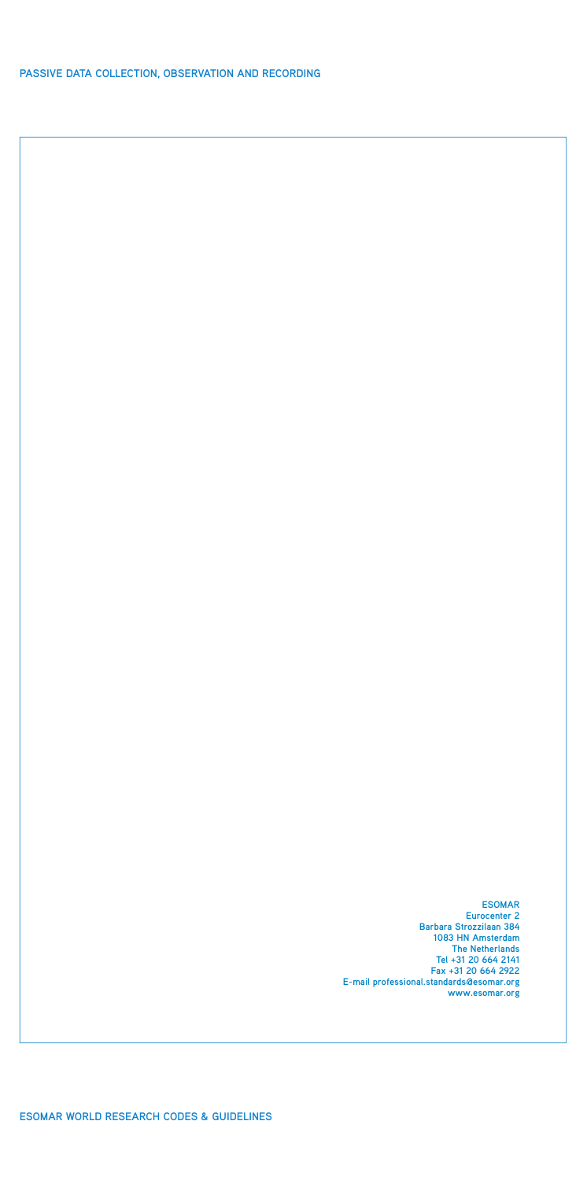ESOMAR
Eurocenter 2
Barbara Strozzilaan 384
1083 HN Amsterdam
The Netherlands
Tel +31 20 664 2141
Fax +31 20 664 2922
E-mail professional.standards@esomar.org
www.esomar.org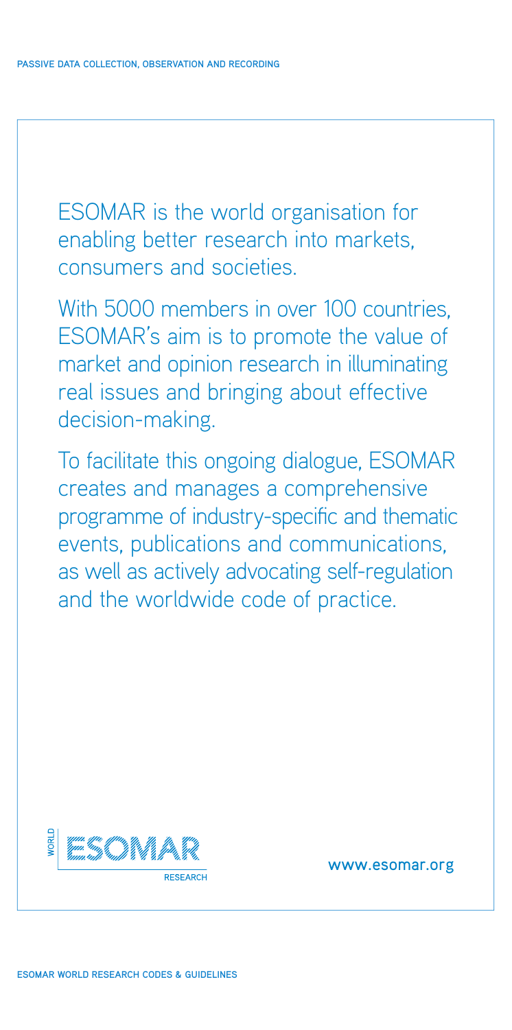ESOMAR is the world organisation for enabling better research into markets, consumers and societies.

With 5000 members in over 100 countries, ESOMAR's aim is to promote the value of market and opinion research in illuminating real issues and bringing about effective decision-making.

To facilitate this ongoing dialogue, ESOMAR creates and manages a comprehensive programme of industry-specific and thematic events, publications and communications, as well as actively advocating self-regulation and the worldwide code of practice.

WORLD ESOMAR RESEARCH

www.esomar.org